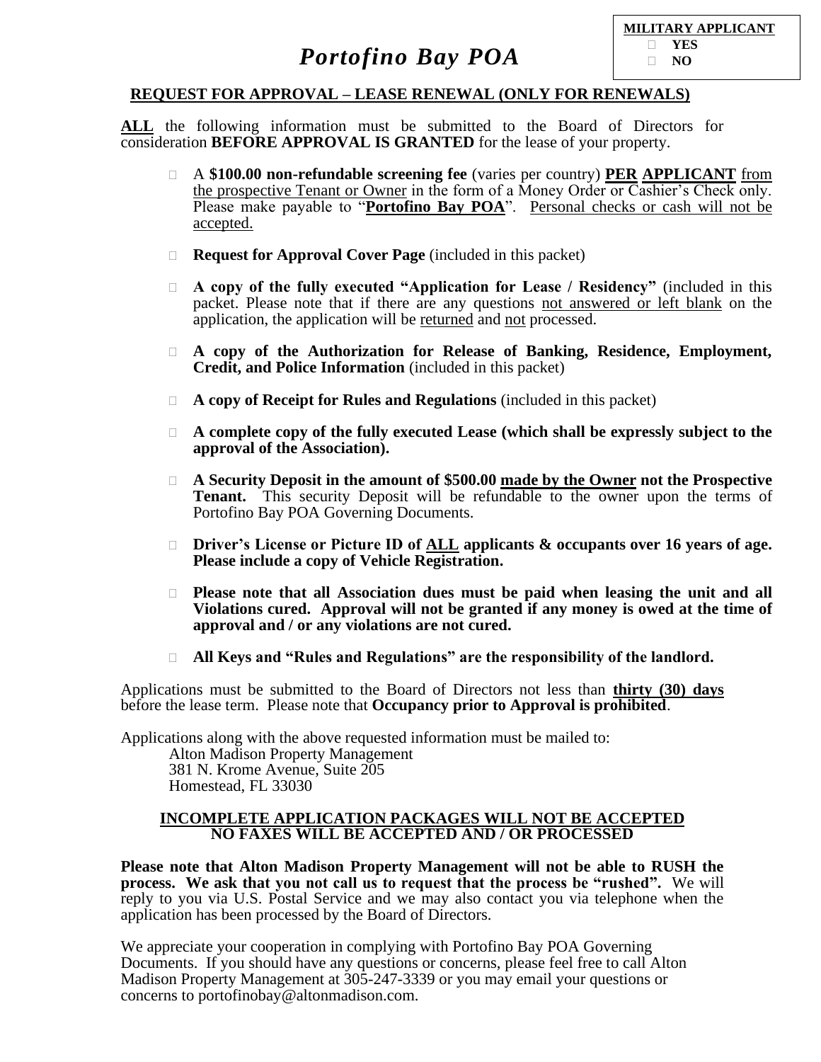**MILITARY APPLICANT**

- ☐ **YES**
- ☐ **NO**

# *Portofino Bay POA*

## REQUEST FOR APPROVAL – LEASE RENEWAL (ONLY FOR RENEWALS)

**ALL** the following information must be submitted to the Board of Directors for consideration **BEFORE APPROVAL IS GRANTED** for the lease of your property.

- ☐ A **$100.00 non-refundable screening fee** (varies per country) **PER APPLICANT** from the prospective Tenant or Owner in the form of a Money Order or Cashier's Check only. Please make payable to "**Portofino Bay POA**". Personal checks or cash will not be accepted.
- ☐ **Request for Approval Cover Page** (included in this packet)
- ☐ **A copy of the fully executed "Application for Lease / Residency"** (included in this packet. Please note that if there are any questions not answered or left blank on the application, the application will be returned and not processed.
- ☐ **A copy of the Authorization for Release of Banking, Residence, Employment, Credit, and Police Information** (included in this packet)
- ☐ **A copy of Receipt for Rules and Regulations** (included in this packet)
- ☐ **A complete copy of the fully executed Lease (which shall be expressly subject to the approval of the Association).**
- ☐ **A Security Deposit in the amount of $500.00 made by the Owner not the Prospective Tenant.** This security Deposit will be refundable to the owner upon the terms of Portofino Bay POA Governing Documents.
- ☐ **Driver's License or Picture ID of ALL applicants & occupants over 16 years of age. Please include a copy of Vehicle Registration.**
- ☐ **Please note that all Association dues must be paid when leasing the unit and all Violations cured. Approval will not be granted if any money is owed at the time of approval and / or any violations are not cured.**
- ☐ **All Keys and "Rules and Regulations" are the responsibility of the landlord.**

Applications must be submitted to the Board of Directors not less than **thirty (30) days** before the lease term. Please note that **Occupancy prior to Approval is prohibited**.

Applications along with the above requested information must be mailed to:

Alton Madison Property Management
381 N. Krome Avenue, Suite 205
Homestead, FL 33030

**INCOMPLETE APPLICATION PACKAGES WILL NOT BE ACCEPTED**
**NO FAXES WILL BE ACCEPTED AND / OR PROCESSED**

**Please note that Alton Madison Property Management will not be able to RUSH the process. We ask that you not call us to request that the process be "rushed".** We will reply to you via U.S. Postal Service and we may also contact you via telephone when the application has been processed by the Board of Directors.

We appreciate your cooperation in complying with Portofino Bay POA Governing Documents. If you should have any questions or concerns, please feel free to call Alton Madison Property Management at 305-247-3339 or you may email your questions or concerns to portofinobay@altonmadison.com.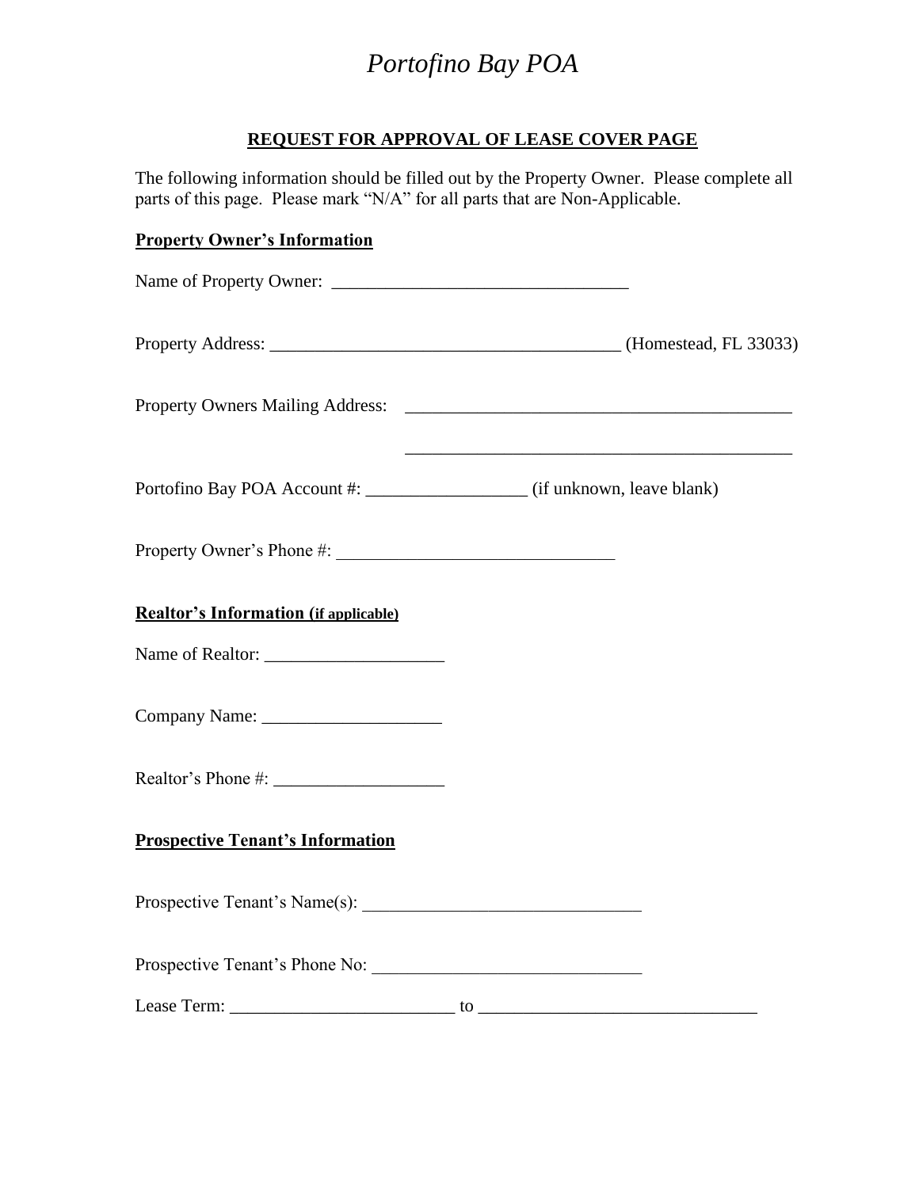# *Portofino Bay POA*

## REQUEST FOR APPROVAL OF LEASE COVER PAGE

The following information should be filled out by the Property Owner. Please complete all parts of this page. Please mark "N/A" for all parts that are Non-Applicable.

**Property Owner's Information**

Name of Property Owner: _________________________________

Property Address: _______________________________________ (Homestead, FL 33033)

Property Owners Mailing Address: ____________________________________________

____________________________________________

Portofino Bay POA Account #: _________________ (if unknown, leave blank)

Property Owner's Phone #: _______________________________

**Realtor's Information (if applicable)**

Name of Realtor: ____________________

Company Name: ____________________

Realtor's Phone #: ___________________

**Prospective Tenant's Information**

Prospective Tenant's Name(s): _______________________________

Prospective Tenant's Phone No: ______________________________

Lease Term: _________________________ to _______________________________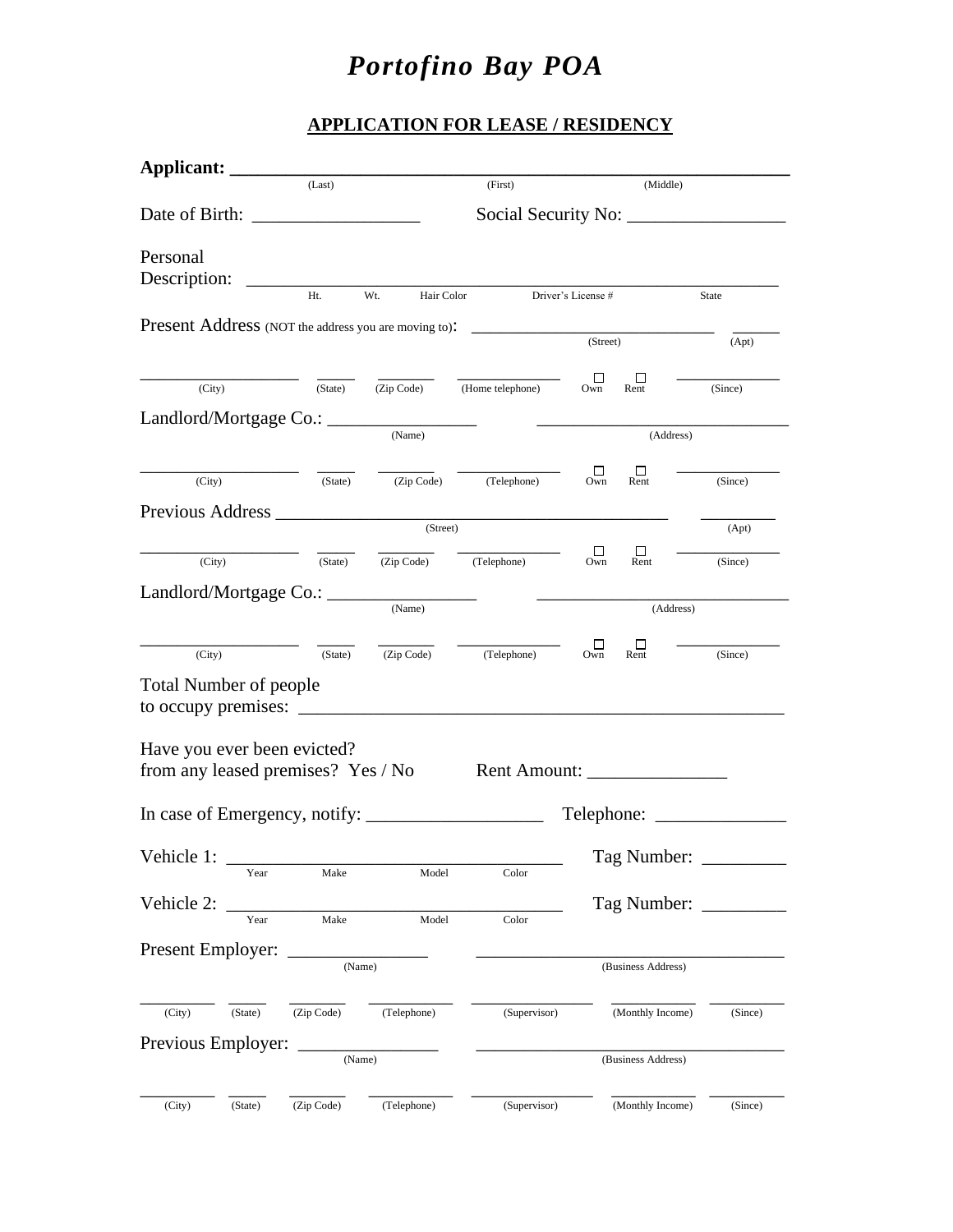# *Portofino Bay POA*

## APPLICATION FOR LEASE / RESIDENCY

**Applicant:** ____________________________________________
(Last) (First) (Middle)

Date of Birth: ________________ Social Security No: ________________

Personal Description: ____________________________________________
Ht. Wt. Hair Color Driver's License # State

Present Address (NOT the address you are moving to): ________________________ ______
(Street) (Apt)

________________ _____ _______ ____________ ☐ ☐ ____________
(City) (State) (Zip Code) (Home telephone) Own Rent (Since)

Landlord/Mortgage Co.: ________________ ____________________________
(Name) (Address)

________________ _____ _______ ____________ ☐ ☐ ____________
(City) (State) (Zip Code) (Telephone) Own Rent (Since)

Previous Address ________________________________________ ________
(Street) (Apt)

________________ _____ _______ ____________ ☐ ☐ ____________
(City) (State) (Zip Code) (Telephone) Own Rent (Since)

Landlord/Mortgage Co.: ________________ ____________________________
(Name) (Address)

________________ _____ _______ ____________ ☐ ☐ ____________
(City) (State) (Zip Code) (Telephone) Own Rent (Since)

Total Number of people to occupy premises: ____________________________________________

Have you ever been evicted? from any leased premises? Yes / No Rent Amount: ______________

In case of Emergency, notify: __________________ Telephone: _____________

Vehicle 1: ________________________________ Tag Number: _________
Year Make Model Color

Vehicle 2: ________________________________ Tag Number: _________
Year Make Model Color

Present Employer: ______________ ______________________________
(Name) (Business Address)

________ _____ _______ _________ ____________ _________ ________
(City) (State) (Zip Code) (Telephone) (Supervisor) (Monthly Income) (Since)

Previous Employer: ______________ ______________________________
(Name) (Business Address)

________ _____ _______ _________ ____________ _________ ________
(City) (State) (Zip Code) (Telephone) (Supervisor) (Monthly Income) (Since)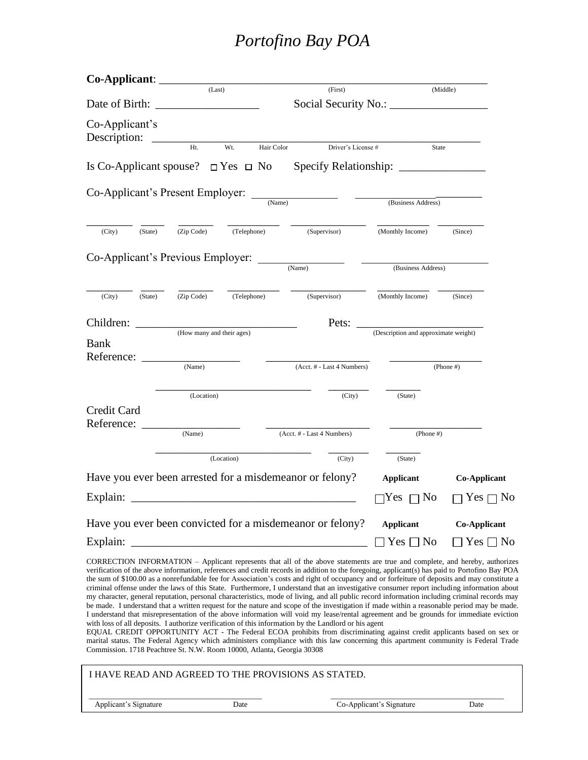# *Portofino Bay POA*

**Co-Applicant**: ______________________________________________________________
(Last) (First) (Middle)

Date of Birth: ____________________ Social Security No.: ____________________

Co-Applicant's Description: ____________________________________________________________
Ht. Wt. Hair Color Driver's License # State

Is Co-Applicant spouse? ☐ Yes ☐ No Specify Relationship: _________________

Co-Applicant's Present Employer: __________________ __________________________
(Name) (Business Address)

_________ _____ _______ ___________ _______________ ___________ _________
(City) (State) (Zip Code) (Telephone) (Supervisor) (Monthly Income) (Since)

Co-Applicant's Previous Employer: __________________ __________________________
(Name) (Business Address)

_________ _____ _______ ___________ _______________ ___________ _________
(City) (State) (Zip Code) (Telephone) (Supervisor) (Monthly Income) (Since)

Children: ______________________________ Pets: __________________________
(How many and their ages) (Description and approximate weight)

Bank Reference: ___________________ ______________________ ___________________
(Name) (Acct. # - Last 4 Numbers) (Phone #)

________________________________ _________ _______
(Location) (City) (State)

Credit Card Reference: ___________________ ______________________ ___________________
(Name) (Acct. # - Last 4 Numbers) (Phone #)

________________________________ _________ _______
(Location) (City) (State)

Have you ever been arrested for a misdemeanor or felony? **Applicant** **Co-Applicant**

Explain: ____________________________________________ ☐ Yes ☐ No ☐ Yes ☐ No

Have you ever been convicted for a misdemeanor or felony? **Applicant** **Co-Applicant**

Explain: ____________________________________________ ☐ Yes ☐ No ☐ Yes ☐ No

CORRECTION INFORMATION – Applicant represents that all of the above statements are true and complete, and hereby, authorizes verification of the above information, references and credit records in addition to the foregoing, applicant(s) has paid to Portofino Bay POA the sum of $100.00 as a nonrefundable fee for Association's costs and right of occupancy and or forfeiture of deposits and may constitute a criminal offense under the laws of this State. Furthermore, I understand that an investigative consumer report including information about my character, general reputation, personal characteristics, mode of living, and all public record information including criminal records may be made. I understand that a written request for the nature and scope of the investigation if made within a reasonable period may be made. I understand that misrepresentation of the above information will void my lease/rental agreement and be grounds for immediate eviction with loss of all deposits. I authorize verification of this information by the Landlord or his agent

EQUAL CREDIT OPPORTUNITY ACT - The Federal ECOA prohibits from discriminating against credit applicants based on sex or marital status. The Federal Agency which administers compliance with this law concerning this apartment community is Federal Trade Commission. 1718 Peachtree St. N.W. Room 10000, Atlanta, Georgia 30308

I HAVE READ AND AGREED TO THE PROVISIONS AS STATED.

______________________________________ ______________________________________
Applicant's Signature Date Co-Applicant's Signature Date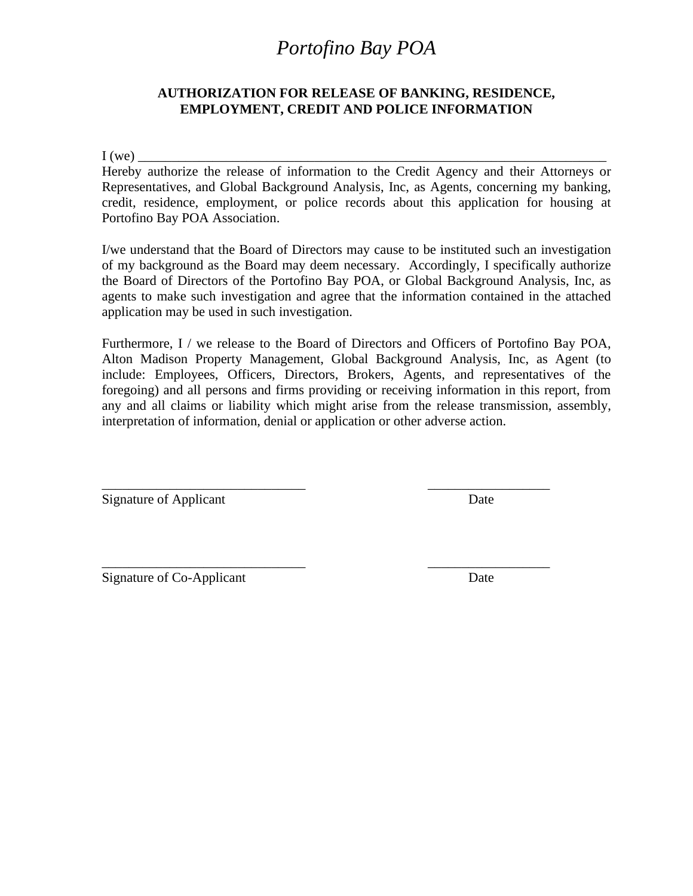# *Portofino Bay POA*

## AUTHORIZATION FOR RELEASE OF BANKING, RESIDENCE, EMPLOYMENT, CREDIT AND POLICE INFORMATION

I (we) ___________________________________________________________________________
Hereby authorize the release of information to the Credit Agency and their Attorneys or Representatives, and Global Background Analysis, Inc, as Agents, concerning my banking, credit, residence, employment, or police records about this application for housing at Portofino Bay POA Association.

I/we understand that the Board of Directors may cause to be instituted such an investigation of my background as the Board may deem necessary. Accordingly, I specifically authorize the Board of Directors of the Portofino Bay POA, or Global Background Analysis, Inc, as agents to make such investigation and agree that the information contained in the attached application may be used in such investigation.

Furthermore, I / we release to the Board of Directors and Officers of Portofino Bay POA, Alton Madison Property Management, Global Background Analysis, Inc, as Agent (to include: Employees, Officers, Directors, Brokers, Agents, and representatives of the foregoing) and all persons and firms providing or receiving information in this report, from any and all claims or liability which might arise from the release transmission, assembly, interpretation of information, denial or application or other adverse action.

______________________________ __________________
Signature of Applicant Date

______________________________ __________________
Signature of Co-Applicant Date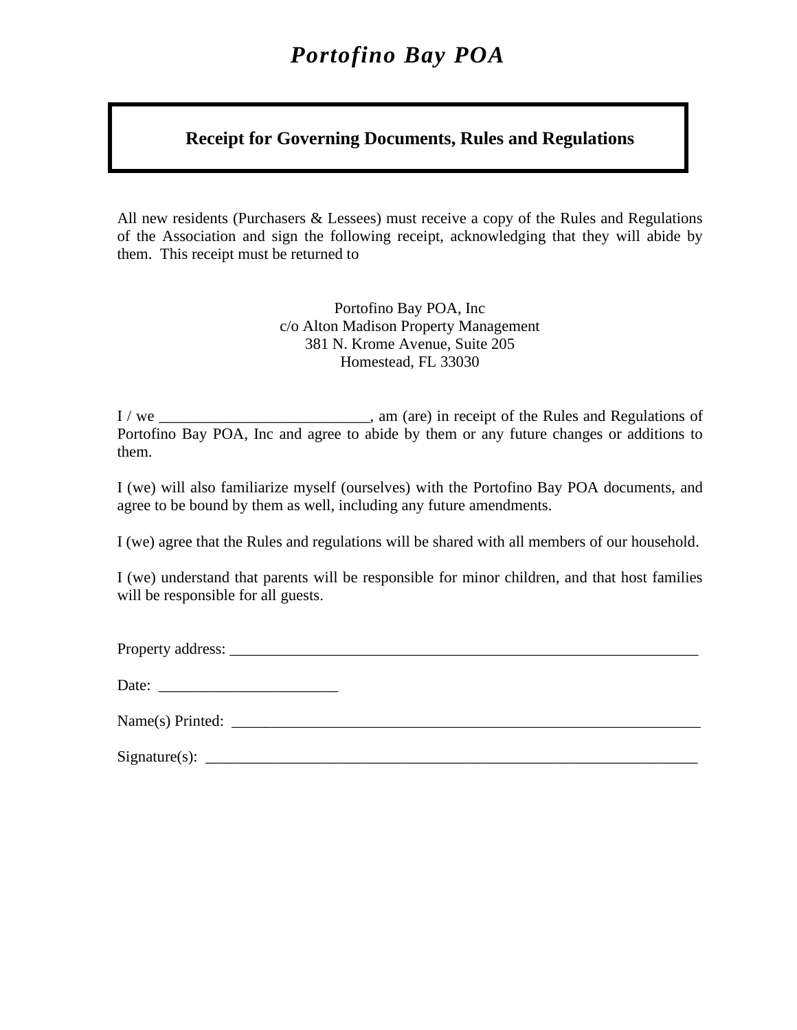# *Portofino Bay POA*

## Receipt for Governing Documents, Rules and Regulations

All new residents (Purchasers & Lessees) must receive a copy of the Rules and Regulations of the Association and sign the following receipt, acknowledging that they will abide by them. This receipt must be returned to

Portofino Bay POA, Inc
c/o Alton Madison Property Management
381 N. Krome Avenue, Suite 205
Homestead, FL 33030

I / we ___________________________, am (are) in receipt of the Rules and Regulations of Portofino Bay POA, Inc and agree to abide by them or any future changes or additions to them.

I (we) will also familiarize myself (ourselves) with the Portofino Bay POA documents, and agree to be bound by them as well, including any future amendments.

I (we) agree that the Rules and regulations will be shared with all members of our household.

I (we) understand that parents will be responsible for minor children, and that host families will be responsible for all guests.

Property address: _______________________________________________________________

Date: _______________________

Name(s) Printed: _______________________________________________________________

Signature(s): __________________________________________________________________